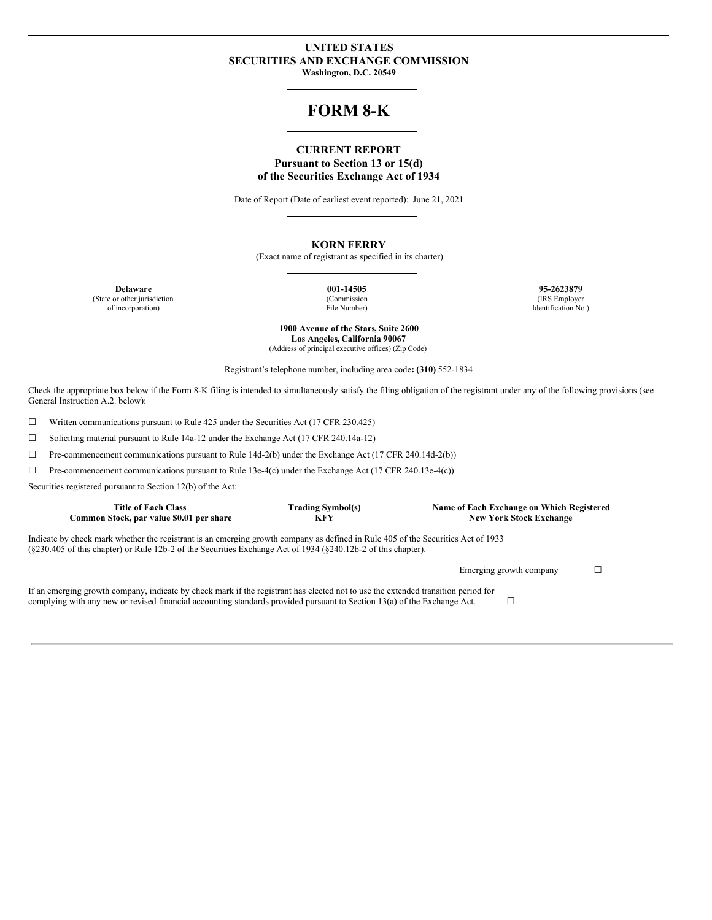# UNITED STATES
# SECURITIES AND EXCHANGE COMMISSION

**Washington, D.C. 20549**

# FORM 8-K

## CURRENT REPORT

**Pursuant to Section 13 or 15(d)**
**of the Securities Exchange Act of 1934**

Date of Report (Date of earliest event reported): June 21, 2021

## KORN FERRY

(Exact name of registrant as specified in its charter)

| **Delaware** | **001-14505** | **95-2623879** |
|---|---|---|
| (State or other jurisdiction of incorporation) | (Commission File Number) | (IRS Employer Identification No.) |

**1900 Avenue of the Stars, Suite 2600**
**Los Angeles, California 90067**
(Address of principal executive offices) (Zip Code)

Registrant's telephone number, including area code**: (310)** 552-1834

Check the appropriate box below if the Form 8-K filing is intended to simultaneously satisfy the filing obligation of the registrant under any of the following provisions (see General Instruction A.2. below):

☐ Written communications pursuant to Rule 425 under the Securities Act (17 CFR 230.425)

☐ Soliciting material pursuant to Rule 14a-12 under the Exchange Act (17 CFR 240.14a-12)

☐ Pre-commencement communications pursuant to Rule 14d-2(b) under the Exchange Act (17 CFR 240.14d-2(b))

☐ Pre-commencement communications pursuant to Rule 13e-4(c) under the Exchange Act (17 CFR 240.13e-4(c))

Securities registered pursuant to Section 12(b) of the Act:

| Title of Each Class | Trading Symbol(s) | Name of Each Exchange on Which Registered |
|---|---|---|
| **Common Stock, par value $0.01 per share** | **KFY** | **New York Stock Exchange** |

Indicate by check mark whether the registrant is an emerging growth company as defined in Rule 405 of the Securities Act of 1933 (§230.405 of this chapter) or Rule 12b-2 of the Securities Exchange Act of 1934 (§240.12b-2 of this chapter).

Emerging growth company ☐

If an emerging growth company, indicate by check mark if the registrant has elected not to use the extended transition period for complying with any new or revised financial accounting standards provided pursuant to Section 13(a) of the Exchange Act. ☐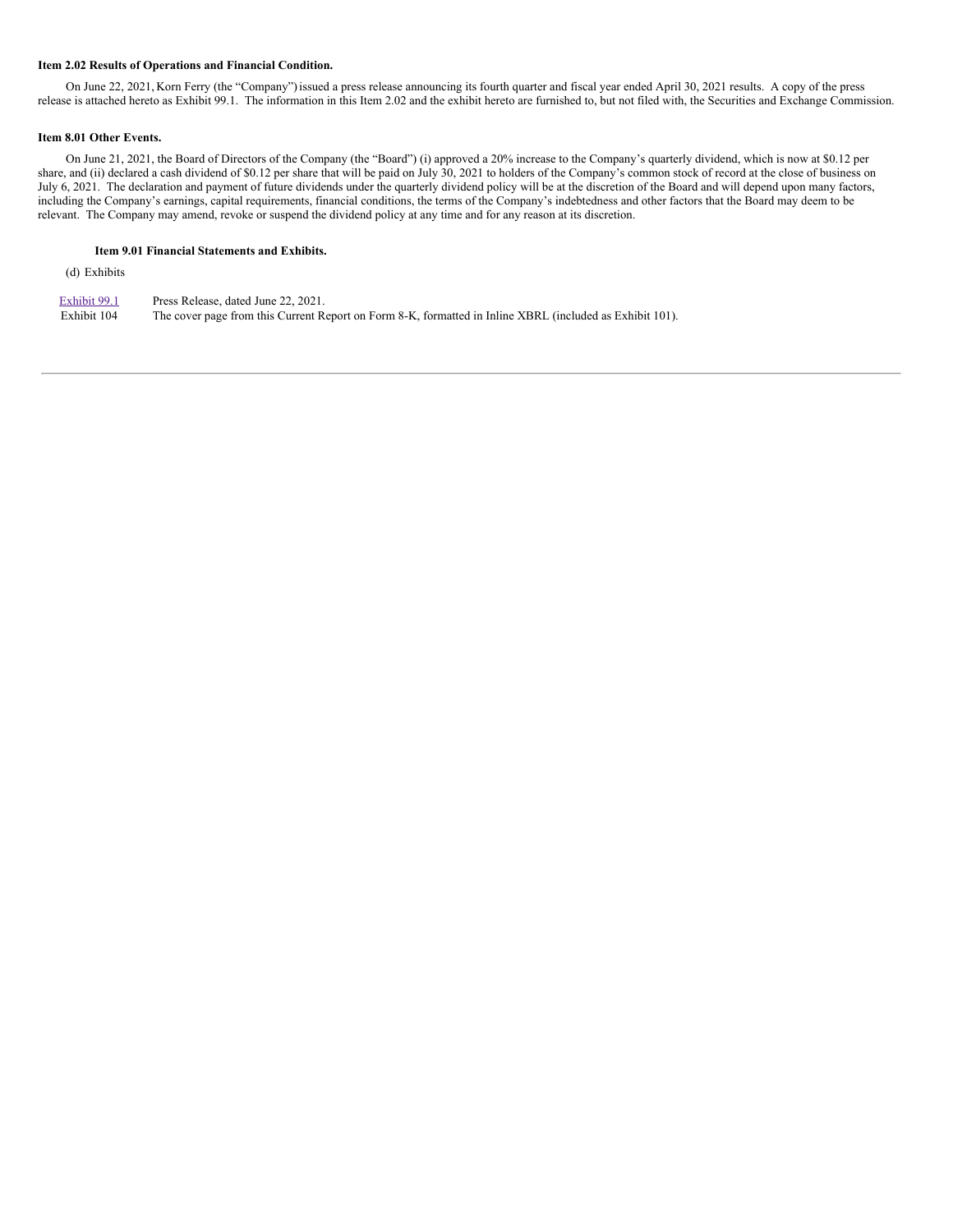**Item 2.02 Results of Operations and Financial Condition.**

On June 22, 2021, Korn Ferry (the "Company") issued a press release announcing its fourth quarter and fiscal year ended April 30, 2021 results. A copy of the press release is attached hereto as Exhibit 99.1. The information in this Item 2.02 and the exhibit hereto are furnished to, but not filed with, the Securities and Exchange Commission.

**Item 8.01 Other Events.**

On June 21, 2021, the Board of Directors of the Company (the "Board") (i) approved a 20% increase to the Company's quarterly dividend, which is now at $0.12 per share, and (ii) declared a cash dividend of $0.12 per share that will be paid on July 30, 2021 to holders of the Company's common stock of record at the close of business on July 6, 2021. The declaration and payment of future dividends under the quarterly dividend policy will be at the discretion of the Board and will depend upon many factors, including the Company's earnings, capital requirements, financial conditions, the terms of the Company's indebtedness and other factors that the Board may deem to be relevant. The Company may amend, revoke or suspend the dividend policy at any time and for any reason at its discretion.

**Item 9.01 Financial Statements and Exhibits.**

(d) Exhibits

| | |
|---|---|
| Exhibit 99.1 | Press Release, dated June 22, 2021. |
| Exhibit 104 | The cover page from this Current Report on Form 8-K, formatted in Inline XBRL (included as Exhibit 101). |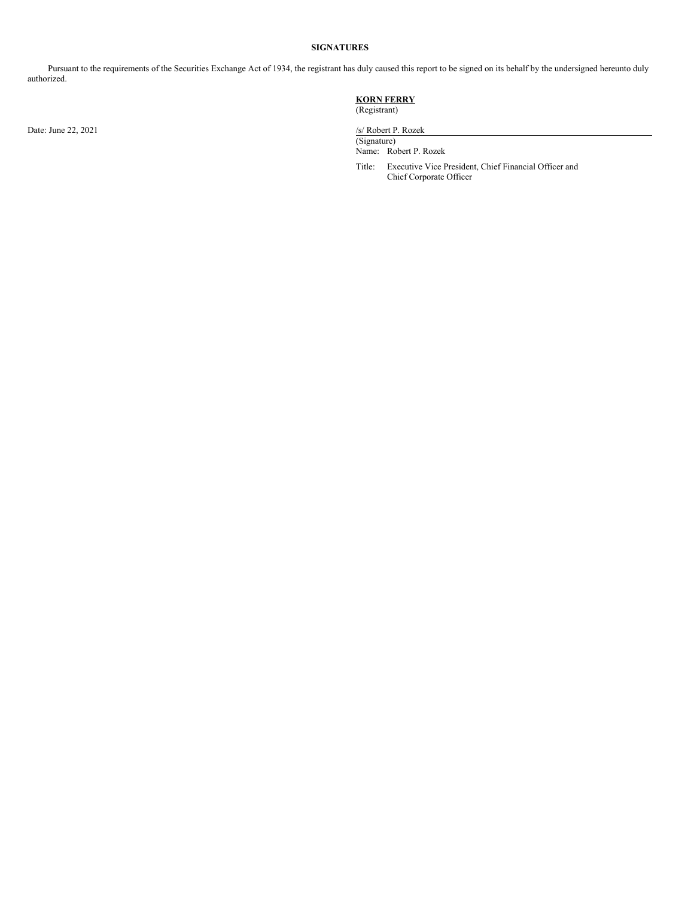**SIGNATURES**

Pursuant to the requirements of the Securities Exchange Act of 1934, the registrant has duly caused this report to be signed on its behalf by the undersigned hereunto duly authorized.

**KORN FERRY**
(Registrant)

Date: June 22, 2021

/s/ Robert P. Rozek
(Signature)
Name: Robert P. Rozek

Title: Executive Vice President, Chief Financial Officer and Chief Corporate Officer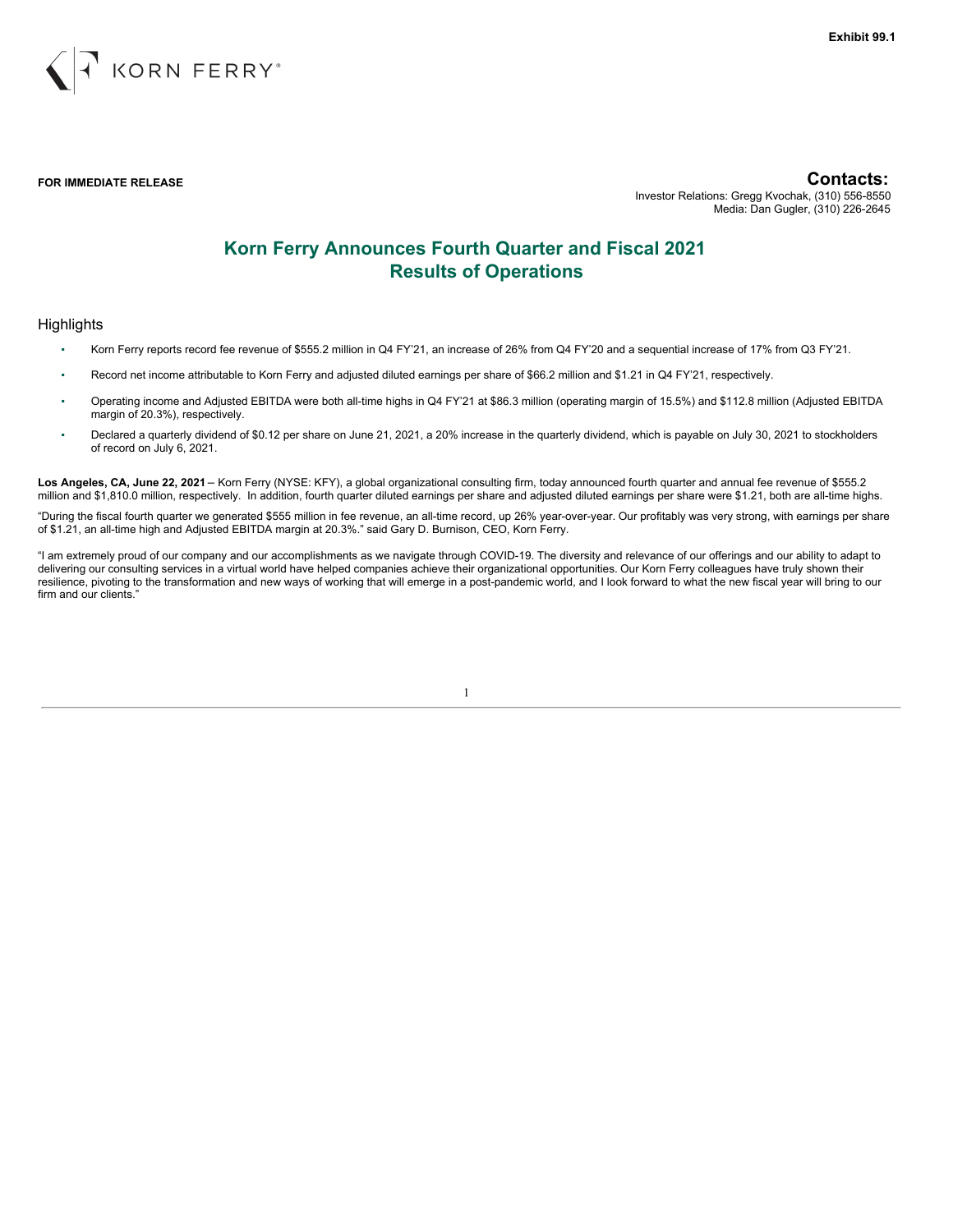**Exhibit 99.1**

KORN FERRY®

**FOR IMMEDIATE RELEASE**

**Contacts:**
Investor Relations: Gregg Kvochak, (310) 556-8550
Media: Dan Gugler, (310) 226-2645

# Korn Ferry Announces Fourth Quarter and Fiscal 2021 Results of Operations

## Highlights

- Korn Ferry reports record fee revenue of $555.2 million in Q4 FY'21, an increase of 26% from Q4 FY'20 and a sequential increase of 17% from Q3 FY'21.
- Record net income attributable to Korn Ferry and adjusted diluted earnings per share of $66.2 million and $1.21 in Q4 FY'21, respectively.
- Operating income and Adjusted EBITDA were both all-time highs in Q4 FY'21 at $86.3 million (operating margin of 15.5%) and $112.8 million (Adjusted EBITDA margin of 20.3%), respectively.
- Declared a quarterly dividend of $0.12 per share on June 21, 2021, a 20% increase in the quarterly dividend, which is payable on July 30, 2021 to stockholders of record on July 6, 2021.

**Los Angeles, CA, June 22, 2021** – Korn Ferry (NYSE: KFY), a global organizational consulting firm, today announced fourth quarter and annual fee revenue of $555.2 million and $1,810.0 million, respectively. In addition, fourth quarter diluted earnings per share and adjusted diluted earnings per share were $1.21, both are all-time highs.

"During the fiscal fourth quarter we generated $555 million in fee revenue, an all-time record, up 26% year-over-year. Our profitably was very strong, with earnings per share of $1.21, an all-time high and Adjusted EBITDA margin at 20.3%." said Gary D. Burnison, CEO, Korn Ferry.

"I am extremely proud of our company and our accomplishments as we navigate through COVID-19. The diversity and relevance of our offerings and our ability to adapt to delivering our consulting services in a virtual world have helped companies achieve their organizational opportunities. Our Korn Ferry colleagues have truly shown their resilience, pivoting to the transformation and new ways of working that will emerge in a post-pandemic world, and I look forward to what the new fiscal year will bring to our firm and our clients."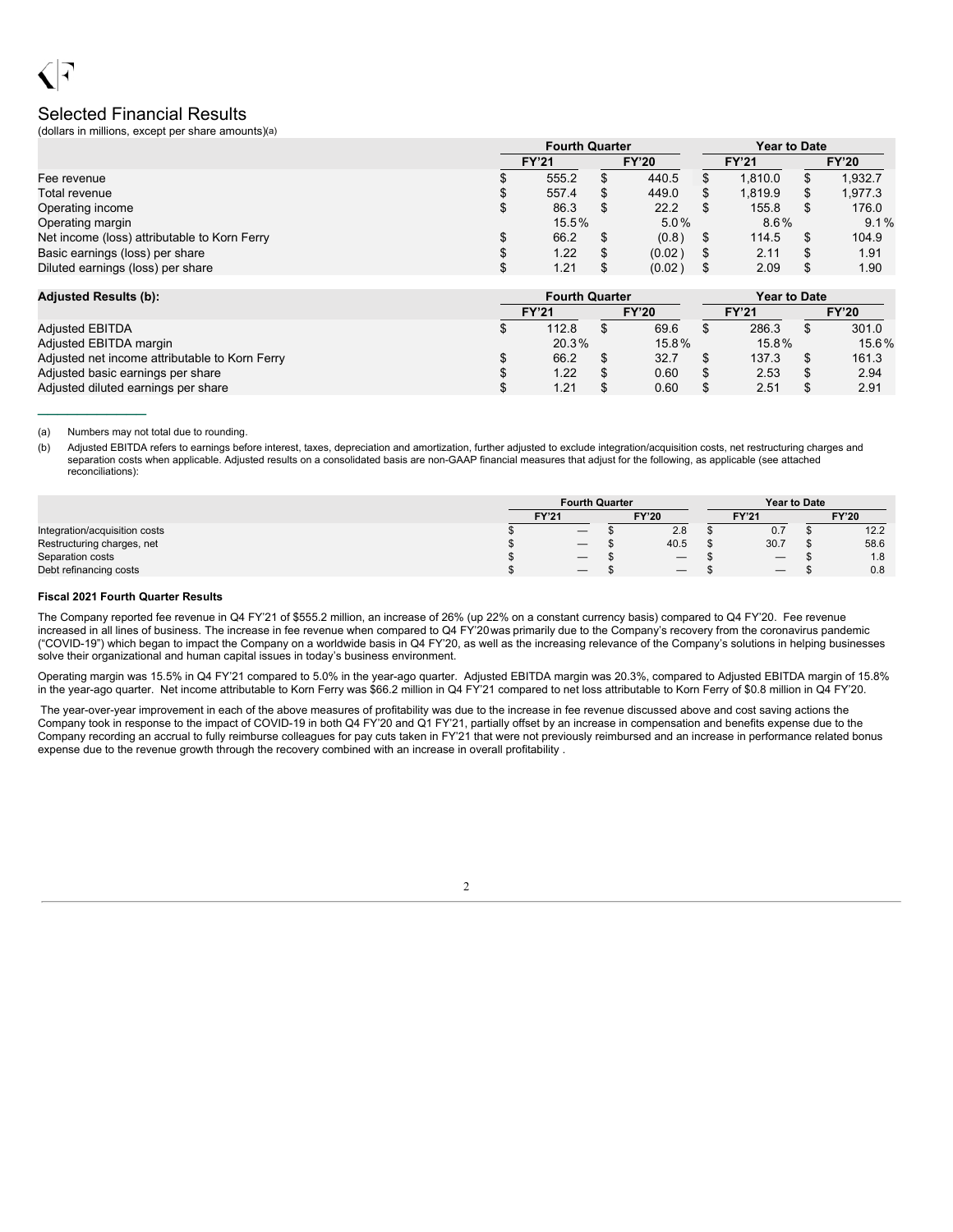## Selected Financial Results

(dollars in millions, except per share amounts)(a)

| | Fourth Quarter | | Year to Date | |
|---|---|---|---|---|
| | FY'21 | FY'20 | FY'21 | FY'20 |
| Fee revenue | $ 555.2 | $ 440.5 | $ 1,810.0 | $ 1,932.7 |
| Total revenue | $ 557.4 | $ 449.0 | $ 1,819.9 | $ 1,977.3 |
| Operating income | $ 86.3 | $ 22.2 | $ 155.8 | $ 176.0 |
| Operating margin | 15.5% | 5.0% | 8.6% | 9.1% |
| Net income (loss) attributable to Korn Ferry | $ 66.2 | $ (0.8) | $ 114.5 | $ 104.9 |
| Basic earnings (loss) per share | $ 1.22 | $ (0.02) | $ 2.11 | $ 1.91 |
| Diluted earnings (loss) per share | $ 1.21 | $ (0.02) | $ 2.09 | $ 1.90 |

| Adjusted Results (b): | Fourth Quarter | | Year to Date | |
|---|---|---|---|---|
| | FY'21 | FY'20 | FY'21 | FY'20 |
| Adjusted EBITDA | $ 112.8 | $ 69.6 | $ 286.3 | $ 301.0 |
| Adjusted EBITDA margin | 20.3% | 15.8% | 15.8% | 15.6% |
| Adjusted net income attributable to Korn Ferry | $ 66.2 | $ 32.7 | $ 137.3 | $ 161.3 |
| Adjusted basic earnings per share | $ 1.22 | $ 0.60 | $ 2.53 | $ 2.94 |
| Adjusted diluted earnings per share | $ 1.21 | $ 0.60 | $ 2.51 | $ 2.91 |

(a) Numbers may not total due to rounding.

(b) Adjusted EBITDA refers to earnings before interest, taxes, depreciation and amortization, further adjusted to exclude integration/acquisition costs, net restructuring charges and separation costs when applicable. Adjusted results on a consolidated basis are non-GAAP financial measures that adjust for the following, as applicable (see attached reconciliations):

| | Fourth Quarter | | Year to Date | |
|---|---|---|---|---|
| | FY'21 | FY'20 | FY'21 | FY'20 |
| Integration/acquisition costs | $ — | $ 2.8 | $ 0.7 | $ 12.2 |
| Restructuring charges, net | $ — | $ 40.5 | $ 30.7 | $ 58.6 |
| Separation costs | $ — | $ — | $ — | $ 1.8 |
| Debt refinancing costs | $ — | $ — | $ — | $ 0.8 |

### Fiscal 2021 Fourth Quarter Results

The Company reported fee revenue in Q4 FY'21 of $555.2 million, an increase of 26% (up 22% on a constant currency basis) compared to Q4 FY'20. Fee revenue increased in all lines of business. The increase in fee revenue when compared to Q4 FY'20 was primarily due to the Company's recovery from the coronavirus pandemic ("COVID-19") which began to impact the Company on a worldwide basis in Q4 FY'20, as well as the increasing relevance of the Company's solutions in helping businesses solve their organizational and human capital issues in today's business environment.

Operating margin was 15.5% in Q4 FY'21 compared to 5.0% in the year-ago quarter. Adjusted EBITDA margin was 20.3%, compared to Adjusted EBITDA margin of 15.8% in the year-ago quarter. Net income attributable to Korn Ferry was $66.2 million in Q4 FY'21 compared to net loss attributable to Korn Ferry of $0.8 million in Q4 FY'20.

The year-over-year improvement in each of the above measures of profitability was due to the increase in fee revenue discussed above and cost saving actions the Company took in response to the impact of COVID-19 in both Q4 FY'20 and Q1 FY'21, partially offset by an increase in compensation and benefits expense due to the Company recording an accrual to fully reimburse colleagues for pay cuts taken in FY'21 that were not previously reimbursed and an increase in performance related bonus expense due to the revenue growth through the recovery combined with an increase in overall profitability .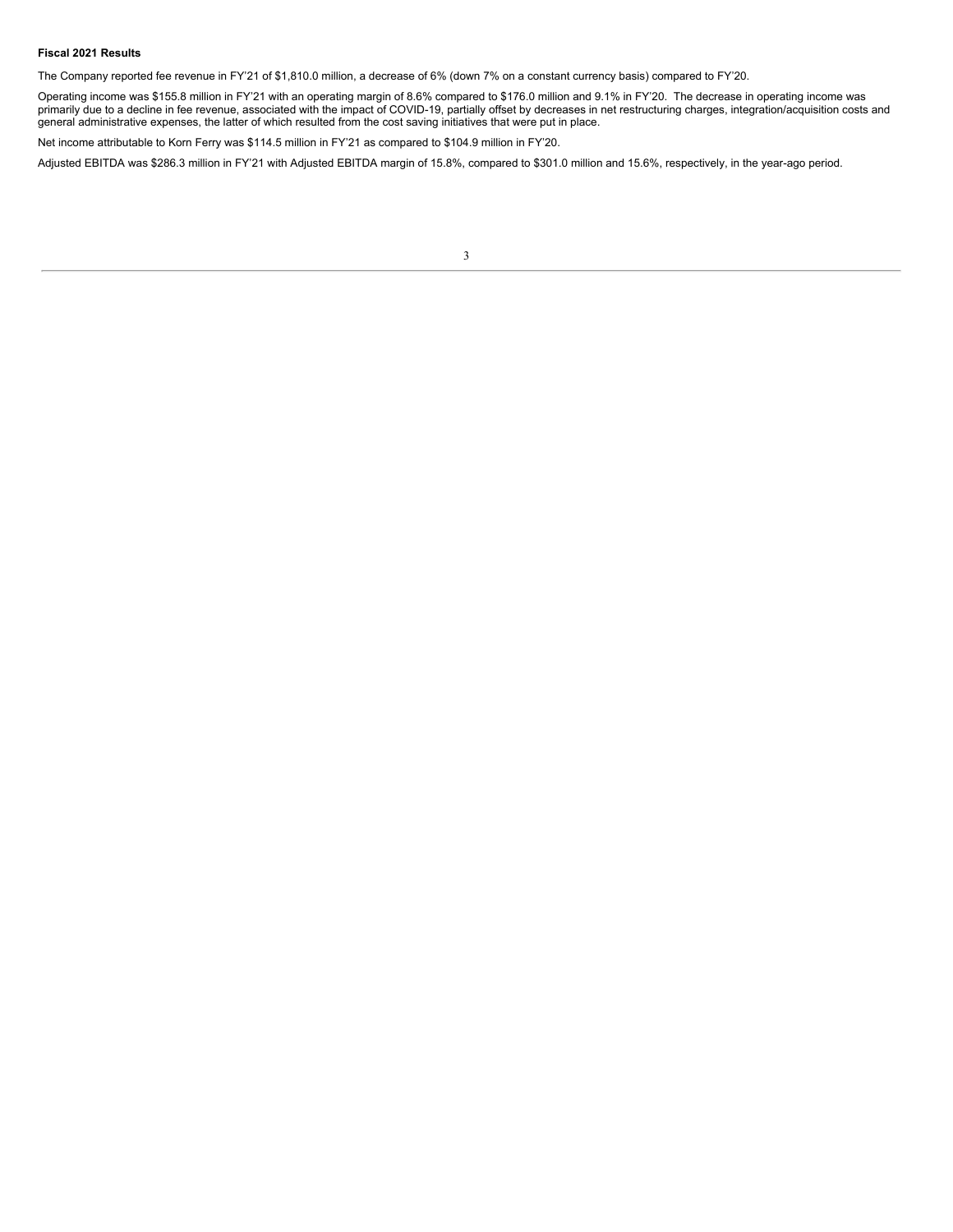**Fiscal 2021 Results**

The Company reported fee revenue in FY'21 of $1,810.0 million, a decrease of 6% (down 7% on a constant currency basis) compared to FY'20.

Operating income was $155.8 million in FY'21 with an operating margin of 8.6% compared to $176.0 million and 9.1% in FY'20. The decrease in operating income was primarily due to a decline in fee revenue, associated with the impact of COVID-19, partially offset by decreases in net restructuring charges, integration/acquisition costs and general administrative expenses, the latter of which resulted from the cost saving initiatives that were put in place.

Net income attributable to Korn Ferry was $114.5 million in FY'21 as compared to $104.9 million in FY'20.

Adjusted EBITDA was $286.3 million in FY'21 with Adjusted EBITDA margin of 15.8%, compared to $301.0 million and 15.6%, respectively, in the year-ago period.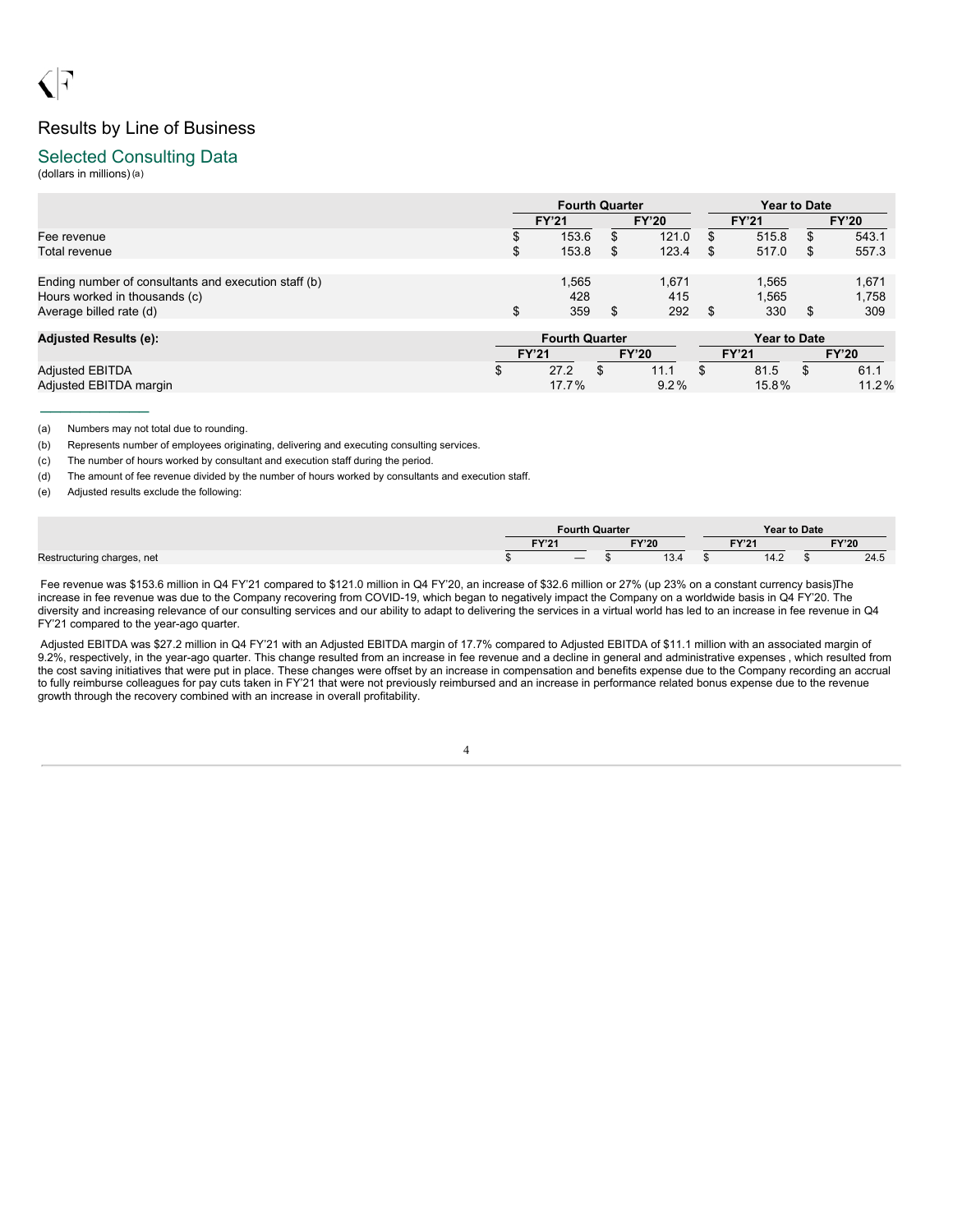# Results by Line of Business

## Selected Consulting Data

(dollars in millions) (a)

| | Fourth Quarter | | Year to Date | |
|---|---|---|---|---|
| | FY'21 | FY'20 | FY'21 | FY'20 |
| Fee revenue | $ 153.6 | $ 121.0 | $ 515.8 | $ 543.1 |
| Total revenue | $ 153.8 | $ 123.4 | $ 517.0 | $ 557.3 |
| | | | | |
| Ending number of consultants and execution staff (b) | 1,565 | 1,671 | 1,565 | 1,671 |
| Hours worked in thousands (c) | 428 | 415 | 1,565 | 1,758 |
| Average billed rate (d) | $ 359 | $ 292 | $ 330 | $ 309 |

| Adjusted Results (e): | Fourth Quarter | | Year to Date | |
|---|---|---|---|---|
| | FY'21 | FY'20 | FY'21 | FY'20 |
| Adjusted EBITDA | $ 27.2 | $ 11.1 | $ 81.5 | $ 61.1 |
| Adjusted EBITDA margin | 17.7% | 9.2% | 15.8% | 11.2% |

(a) Numbers may not total due to rounding.

(b) Represents number of employees originating, delivering and executing consulting services.

(c) The number of hours worked by consultant and execution staff during the period.

(d) The amount of fee revenue divided by the number of hours worked by consultants and execution staff.

(e) Adjusted results exclude the following:

| | Fourth Quarter | | Year to Date | |
|---|---|---|---|---|
| | FY'21 | FY'20 | FY'21 | FY'20 |
| Restructuring charges, net | $ — | $ 13.4 | $ 14.2 | $ 24.5 |

Fee revenue was $153.6 million in Q4 FY'21 compared to $121.0 million in Q4 FY'20, an increase of $32.6 million or 27% (up 23% on a constant currency basis). The increase in fee revenue was due to the Company recovering from COVID-19, which began to negatively impact the Company on a worldwide basis in Q4 FY'20. The diversity and increasing relevance of our consulting services and our ability to adapt to delivering the services in a virtual world has led to an increase in fee revenue in Q4 FY'21 compared to the year-ago quarter.

Adjusted EBITDA was $27.2 million in Q4 FY'21 with an Adjusted EBITDA margin of 17.7% compared to Adjusted EBITDA of $11.1 million with an associated margin of 9.2%, respectively, in the year-ago quarter. This change resulted from an increase in fee revenue and a decline in general and administrative expenses , which resulted from the cost saving initiatives that were put in place. These changes were offset by an increase in compensation and benefits expense due to the Company recording an accrual to fully reimburse colleagues for pay cuts taken in FY'21 that were not previously reimbursed and an increase in performance related bonus expense due to the revenue growth through the recovery combined with an increase in overall profitability.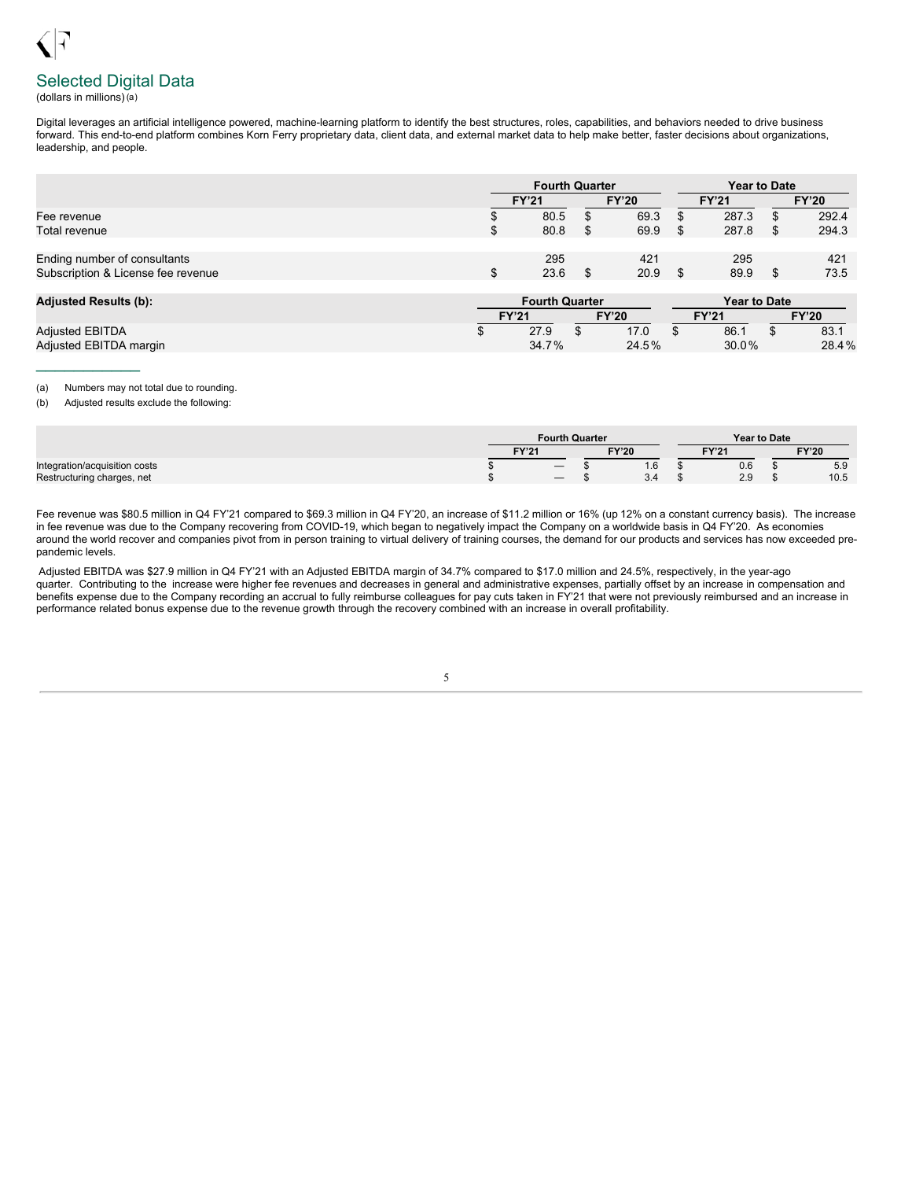## Selected Digital Data

(dollars in millions) (a)

Digital leverages an artificial intelligence powered, machine-learning platform to identify the best structures, roles, capabilities, and behaviors needed to drive business forward. This end-to-end platform combines Korn Ferry proprietary data, client data, and external market data to help make better, faster decisions about organizations, leadership, and people.

| | Fourth Quarter | | Year to Date | |
|---|---|---|---|---|
| | FY'21 | FY'20 | FY'21 | FY'20 |
| Fee revenue | $ 80.5 | $ 69.3 | $ 287.3 | $ 292.4 |
| Total revenue | $ 80.8 | $ 69.9 | $ 287.8 | $ 294.3 |
| | | | | |
| Ending number of consultants | 295 | 421 | 295 | 421 |
| Subscription & License fee revenue | $ 23.6 | $ 20.9 | $ 89.9 | $ 73.5 |

| **Adjusted Results (b):** | Fourth Quarter | | Year to Date | |
|---|---|---|---|---|
| | FY'21 | FY'20 | FY'21 | FY'20 |
| Adjusted EBITDA | $ 27.9 | $ 17.0 | $ 86.1 | $ 83.1 |
| Adjusted EBITDA margin | 34.7% | 24.5% | 30.0% | 28.4% |

(a) Numbers may not total due to rounding.

(b) Adjusted results exclude the following:

| | Fourth Quarter | | Year to Date | |
|---|---|---|---|---|
| | FY'21 | FY'20 | FY'21 | FY'20 |
| Integration/acquisition costs | $ — | $ 1.6 | $ 0.6 | $ 5.9 |
| Restructuring charges, net | $ — | $ 3.4 | $ 2.9 | $ 10.5 |

Fee revenue was $80.5 million in Q4 FY'21 compared to $69.3 million in Q4 FY'20, an increase of $11.2 million or 16% (up 12% on a constant currency basis). The increase in fee revenue was due to the Company recovering from COVID-19, which began to negatively impact the Company on a worldwide basis in Q4 FY'20. As economies around the world recover and companies pivot from in person training to virtual delivery of training courses, the demand for our products and services has now exceeded pre-pandemic levels.

Adjusted EBITDA was $27.9 million in Q4 FY'21 with an Adjusted EBITDA margin of 34.7% compared to $17.0 million and 24.5%, respectively, in the year-ago quarter. Contributing to the increase were higher fee revenues and decreases in general and administrative expenses, partially offset by an increase in compensation and benefits expense due to the Company recording an accrual to fully reimburse colleagues for pay cuts taken in FY'21 that were not previously reimbursed and an increase in performance related bonus expense due to the revenue growth through the recovery combined with an increase in overall profitability.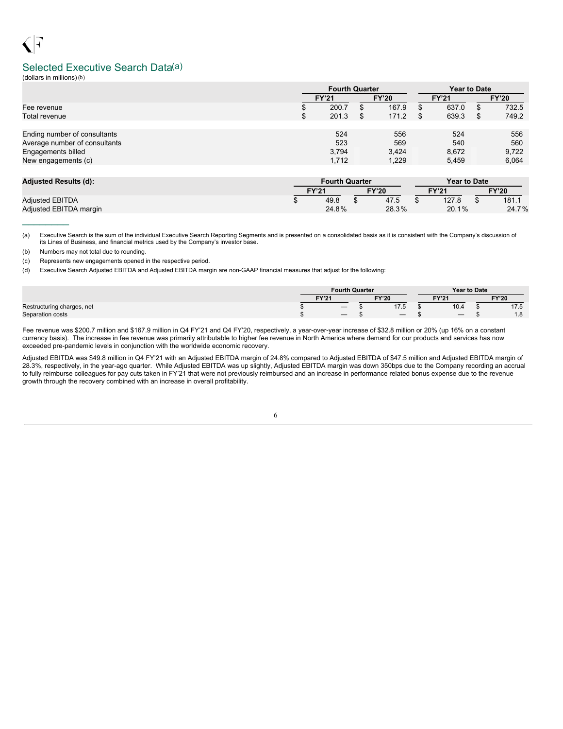## Selected Executive Search Data[(a)]

(dollars in millions) [(b)]

| | Fourth Quarter | | Year to Date | |
|---|---|---|---|---|
| | FY'21 | FY'20 | FY'21 | FY'20 |
| Fee revenue | $ 200.7 | $ 167.9 | $ 637.0 | $ 732.5 |
| Total revenue | $ 201.3 | $ 171.2 | $ 639.3 | $ 749.2 |
| | | | | |
| Ending number of consultants | 524 | 556 | 524 | 556 |
| Average number of consultants | 523 | 569 | 540 | 560 |
| Engagements billed | 3,794 | 3,424 | 8,672 | 9,722 |
| New engagements (c) | 1,712 | 1,229 | 5,459 | 6,064 |

| Adjusted Results (d): | Fourth Quarter | | Year to Date | |
|---|---|---|---|---|
| | FY'21 | FY'20 | FY'21 | FY'20 |
| Adjusted EBITDA | $ 49.8 | $ 47.5 | $ 127.8 | $ 181.1 |
| Adjusted EBITDA margin | 24.8% | 28.3% | 20.1% | 24.7% |

---

(a) Executive Search is the sum of the individual Executive Search Reporting Segments and is presented on a consolidated basis as it is consistent with the Company's discussion of its Lines of Business, and financial metrics used by the Company's investor base.

(b) Numbers may not total due to rounding.

(c) Represents new engagements opened in the respective period.

(d) Executive Search Adjusted EBITDA and Adjusted EBITDA margin are non-GAAP financial measures that adjust for the following:

| | Fourth Quarter | | Year to Date | |
|---|---|---|---|---|
| | FY'21 | FY'20 | FY'21 | FY'20 |
| Restructuring charges, net | $ — | $ 17.5 | $ 10.4 | $ 17.5 |
| Separation costs | $ — | $ — | $ — | $ 1.8 |

Fee revenue was $200.7 million and $167.9 million in Q4 FY'21 and Q4 FY'20, respectively, a year-over-year increase of $32.8 million or 20% (up 16% on a constant currency basis). The increase in fee revenue was primarily attributable to higher fee revenue in North America where demand for our products and services has now exceeded pre-pandemic levels in conjunction with the worldwide economic recovery.

Adjusted EBITDA was $49.8 million in Q4 FY'21 with an Adjusted EBITDA margin of 24.8% compared to Adjusted EBITDA of $47.5 million and Adjusted EBITDA margin of 28.3%, respectively, in the year-ago quarter. While Adjusted EBITDA was up slightly, Adjusted EBITDA margin was down 350bps due to the Company recording an accrual to fully reimburse colleagues for pay cuts taken in FY'21 that were not previously reimbursed and an increase in performance related bonus expense due to the revenue growth through the recovery combined with an increase in overall profitability.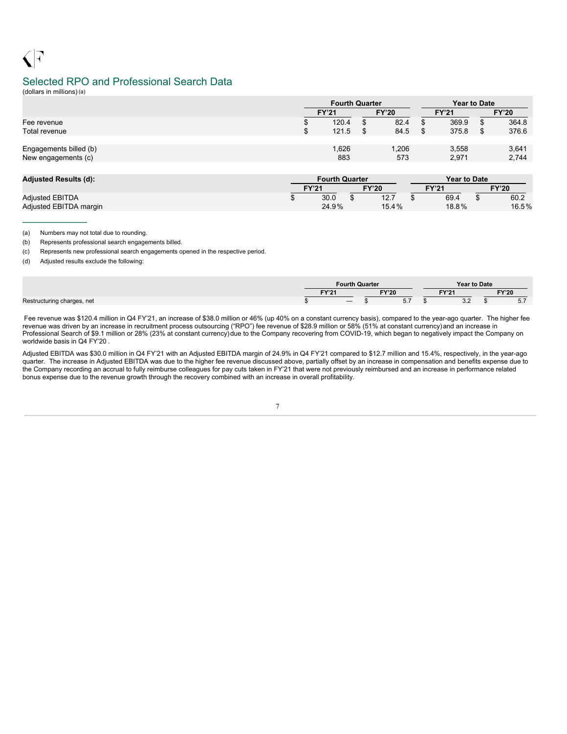## Selected RPO and Professional Search Data

(dollars in millions) (a)

| | Fourth Quarter | | Year to Date | |
|---|---|---|---|---|
| | FY'21 | FY'20 | FY'21 | FY'20 |
| Fee revenue | $ 120.4 | $ 82.4 | $ 369.9 | $ 364.8 |
| Total revenue | $ 121.5 | $ 84.5 | $ 375.8 | $ 376.6 |
| | | | | |
| Engagements billed (b) | 1,626 | 1,206 | 3,558 | 3,641 |
| New engagements (c) | 883 | 573 | 2,971 | 2,744 |

| Adjusted Results (d): | Fourth Quarter | | Year to Date | |
|---|---|---|---|---|
| | FY'21 | FY'20 | FY'21 | FY'20 |
| Adjusted EBITDA | $ 30.0 | $ 12.7 | $ 69.4 | $ 60.2 |
| Adjusted EBITDA margin | 24.9% | 15.4% | 18.8% | 16.5% |

(a) Numbers may not total due to rounding.

(b) Represents professional search engagements billed.

(c) Represents new professional search engagements opened in the respective period.

(d) Adjusted results exclude the following:

| | Fourth Quarter | | Year to Date | |
|---|---|---|---|---|
| | FY'21 | FY'20 | FY'21 | FY'20 |
| Restructuring charges, net | $ — | $ 5.7 | $ 3.2 | $ 5.7 |

Fee revenue was $120.4 million in Q4 FY'21, an increase of $38.0 million or 46% (up 40% on a constant currency basis), compared to the year-ago quarter. The higher fee revenue was driven by an increase in recruitment process outsourcing ("RPO") fee revenue of $28.9 million or 58% (51% at constant currency) and an increase in Professional Search of $9.1 million or 28% (23% at constant currency) due to the Company recovering from COVID-19, which began to negatively impact the Company on worldwide basis in Q4 FY'20 .

Adjusted EBITDA was $30.0 million in Q4 FY'21 with an Adjusted EBITDA margin of 24.9% in Q4 FY'21 compared to $12.7 million and 15.4%, respectively, in the year-ago quarter. The increase in Adjusted EBITDA was due to the higher fee revenue discussed above, partially offset by an increase in compensation and benefits expense due to the Company recording an accrual to fully reimburse colleagues for pay cuts taken in FY'21 that were not previously reimbursed and an increase in performance related bonus expense due to the revenue growth through the recovery combined with an increase in overall profitability.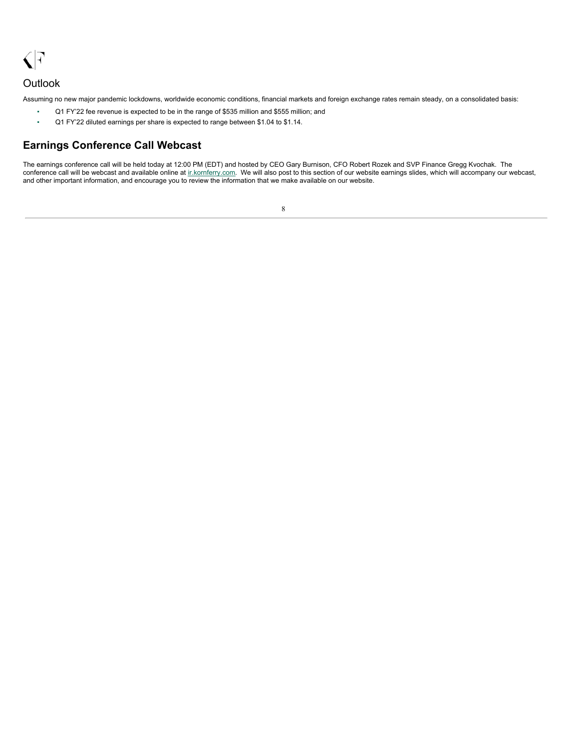## Outlook

Assuming no new major pandemic lockdowns, worldwide economic conditions, financial markets and foreign exchange rates remain steady, on a consolidated basis:

- Q1 FY'22 fee revenue is expected to be in the range of $535 million and $555 million; and
- Q1 FY'22 diluted earnings per share is expected to range between $1.04 to $1.14.

## Earnings Conference Call Webcast

The earnings conference call will be held today at 12:00 PM (EDT) and hosted by CEO Gary Burnison, CFO Robert Rozek and SVP Finance Gregg Kvochak. The conference call will be webcast and available online at ir.kornferry.com. We will also post to this section of our website earnings slides, which will accompany our webcast, and other important information, and encourage you to review the information that we make available on our website.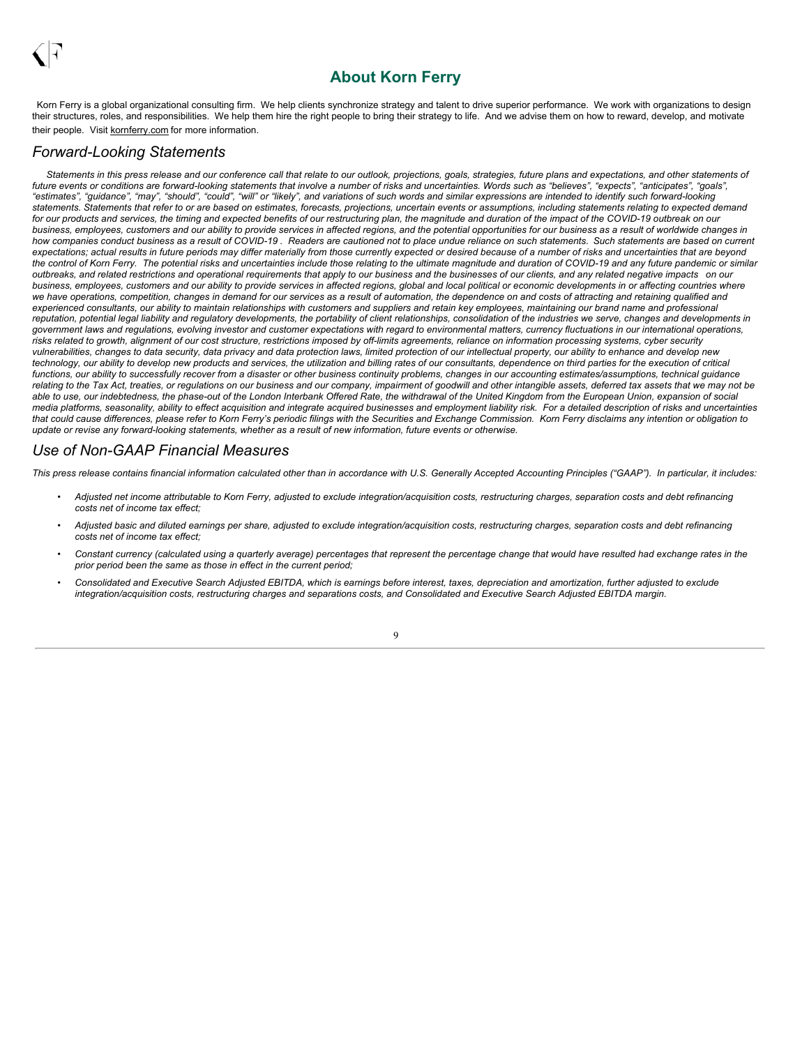## About Korn Ferry

Korn Ferry is a global organizational consulting firm. We help clients synchronize strategy and talent to drive superior performance. We work with organizations to design their structures, roles, and responsibilities. We help them hire the right people to bring their strategy to life. And we advise them on how to reward, develop, and motivate their people. Visit kornferry.com for more information.

## *Forward-Looking Statements*

*Statements in this press release and our conference call that relate to our outlook, projections, goals, strategies, future plans and expectations, and other statements of future events or conditions are forward-looking statements that involve a number of risks and uncertainties. Words such as "believes", "expects", "anticipates", "goals", "estimates", "guidance", "may", "should", "could", "will" or "likely", and variations of such words and similar expressions are intended to identify such forward-looking statements. Statements that refer to or are based on estimates, forecasts, projections, uncertain events or assumptions, including statements relating to expected demand for our products and services, the timing and expected benefits of our restructuring plan, the magnitude and duration of the impact of the COVID-19 outbreak on our business, employees, customers and our ability to provide services in affected regions, and the potential opportunities for our business as a result of worldwide changes in how companies conduct business as a result of COVID-19 . Readers are cautioned not to place undue reliance on such statements. Such statements are based on current expectations; actual results in future periods may differ materially from those currently expected or desired because of a number of risks and uncertainties that are beyond the control of Korn Ferry. The potential risks and uncertainties include those relating to the ultimate magnitude and duration of COVID-19 and any future pandemic or similar outbreaks, and related restrictions and operational requirements that apply to our business and the businesses of our clients, and any related negative impacts on our business, employees, customers and our ability to provide services in affected regions, global and local political or economic developments in or affecting countries where we have operations, competition, changes in demand for our services as a result of automation, the dependence on and costs of attracting and retaining qualified and experienced consultants, our ability to maintain relationships with customers and suppliers and retain key employees, maintaining our brand name and professional reputation, potential legal liability and regulatory developments, the portability of client relationships, consolidation of the industries we serve, changes and developments in government laws and regulations, evolving investor and customer expectations with regard to environmental matters, currency fluctuations in our international operations, risks related to growth, alignment of our cost structure, restrictions imposed by off-limits agreements, reliance on information processing systems, cyber security vulnerabilities, changes to data security, data privacy and data protection laws, limited protection of our intellectual property, our ability to enhance and develop new technology, our ability to develop new products and services, the utilization and billing rates of our consultants, dependence on third parties for the execution of critical functions, our ability to successfully recover from a disaster or other business continuity problems, changes in our accounting estimates/assumptions, technical guidance relating to the Tax Act, treaties, or regulations on our business and our company, impairment of goodwill and other intangible assets, deferred tax assets that we may not be able to use, our indebtedness, the phase-out of the London Interbank Offered Rate, the withdrawal of the United Kingdom from the European Union, expansion of social media platforms, seasonality, ability to effect acquisition and integrate acquired businesses and employment liability risk. For a detailed description of risks and uncertainties that could cause differences, please refer to Korn Ferry's periodic filings with the Securities and Exchange Commission. Korn Ferry disclaims any intention or obligation to update or revise any forward-looking statements, whether as a result of new information, future events or otherwise.*

## *Use of Non-GAAP Financial Measures*

*This press release contains financial information calculated other than in accordance with U.S. Generally Accepted Accounting Principles ("GAAP"). In particular, it includes:*

- *Adjusted net income attributable to Korn Ferry, adjusted to exclude integration/acquisition costs, restructuring charges, separation costs and debt refinancing costs net of income tax effect;*
- *Adjusted basic and diluted earnings per share, adjusted to exclude integration/acquisition costs, restructuring charges, separation costs and debt refinancing costs net of income tax effect;*
- *Constant currency (calculated using a quarterly average) percentages that represent the percentage change that would have resulted had exchange rates in the prior period been the same as those in effect in the current period;*
- *Consolidated and Executive Search Adjusted EBITDA, which is earnings before interest, taxes, depreciation and amortization, further adjusted to exclude integration/acquisition costs, restructuring charges and separations costs, and Consolidated and Executive Search Adjusted EBITDA margin.*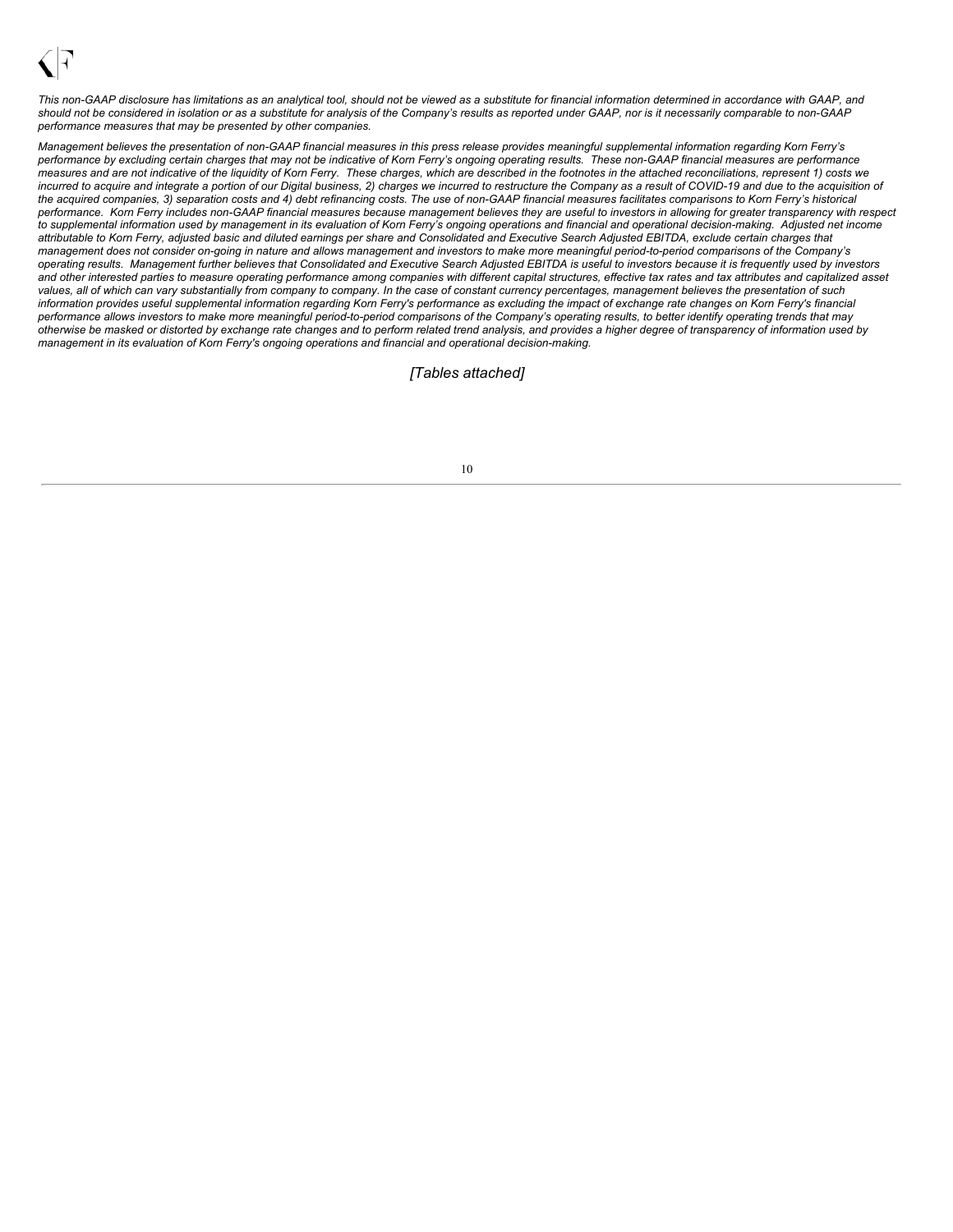*This non-GAAP disclosure has limitations as an analytical tool, should not be viewed as a substitute for financial information determined in accordance with GAAP, and should not be considered in isolation or as a substitute for analysis of the Company's results as reported under GAAP, nor is it necessarily comparable to non-GAAP performance measures that may be presented by other companies.*

*Management believes the presentation of non-GAAP financial measures in this press release provides meaningful supplemental information regarding Korn Ferry's performance by excluding certain charges that may not be indicative of Korn Ferry's ongoing operating results. These non-GAAP financial measures are performance measures and are not indicative of the liquidity of Korn Ferry. These charges, which are described in the footnotes in the attached reconciliations, represent 1) costs we incurred to acquire and integrate a portion of our Digital business, 2) charges we incurred to restructure the Company as a result of COVID-19 and due to the acquisition of the acquired companies, 3) separation costs and 4) debt refinancing costs. The use of non-GAAP financial measures facilitates comparisons to Korn Ferry's historical performance. Korn Ferry includes non-GAAP financial measures because management believes they are useful to investors in allowing for greater transparency with respect to supplemental information used by management in its evaluation of Korn Ferry's ongoing operations and financial and operational decision-making. Adjusted net income attributable to Korn Ferry, adjusted basic and diluted earnings per share and Consolidated and Executive Search Adjusted EBITDA, exclude certain charges that management does not consider on-going in nature and allows management and investors to make more meaningful period-to-period comparisons of the Company's operating results. Management further believes that Consolidated and Executive Search Adjusted EBITDA is useful to investors because it is frequently used by investors and other interested parties to measure operating performance among companies with different capital structures, effective tax rates and tax attributes and capitalized asset values, all of which can vary substantially from company to company. In the case of constant currency percentages, management believes the presentation of such information provides useful supplemental information regarding Korn Ferry's performance as excluding the impact of exchange rate changes on Korn Ferry's financial performance allows investors to make more meaningful period-to-period comparisons of the Company's operating results, to better identify operating trends that may otherwise be masked or distorted by exchange rate changes and to perform related trend analysis, and provides a higher degree of transparency of information used by management in its evaluation of Korn Ferry's ongoing operations and financial and operational decision-making.*

*[Tables attached]*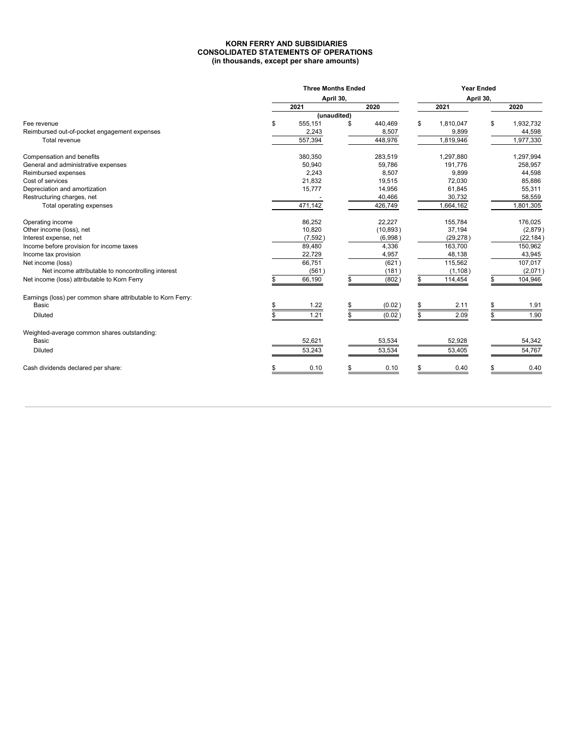# KORN FERRY AND SUBSIDIARIES
# CONSOLIDATED STATEMENTS OF OPERATIONS
### (in thousands, except per share amounts)

| | Three Months Ended April 30, | | Year Ended April 30, | |
|---|---|---|---|---|
| | 2021 | 2020 | 2021 | 2020 |
| | (unaudited) | | | |
| Fee revenue | $ 555,151 | $ 440,469 | $ 1,810,047 | $ 1,932,732 |
| Reimbursed out-of-pocket engagement expenses | 2,243 | 8,507 | 9,899 | 44,598 |
| Total revenue | 557,394 | 448,976 | 1,819,946 | 1,977,330 |
| | | | | |
| Compensation and benefits | 380,350 | 283,519 | 1,297,880 | 1,297,994 |
| General and administrative expenses | 50,940 | 59,786 | 191,776 | 258,957 |
| Reimbursed expenses | 2,243 | 8,507 | 9,899 | 44,598 |
| Cost of services | 21,832 | 19,515 | 72,030 | 85,886 |
| Depreciation and amortization | 15,777 | 14,956 | 61,845 | 55,311 |
| Restructuring charges, net | - | 40,466 | 30,732 | 58,559 |
| Total operating expenses | 471,142 | 426,749 | 1,664,162 | 1,801,305 |
| | | | | |
| Operating income | 86,252 | 22,227 | 155,784 | 176,025 |
| Other income (loss), net | 10,820 | (10,893) | 37,194 | (2,879) |
| Interest expense, net | (7,592) | (6,998) | (29,278) | (22,184) |
| Income before provision for income taxes | 89,480 | 4,336 | 163,700 | 150,962 |
| Income tax provision | 22,729 | 4,957 | 48,138 | 43,945 |
| Net income (loss) | 66,751 | (621) | 115,562 | 107,017 |
| Net income attributable to noncontrolling interest | (561) | (181) | (1,108) | (2,071) |
| Net income (loss) attributable to Korn Ferry | $ 66,190 | $ (802) | $ 114,454 | $ 104,946 |
| | | | | |
| Earnings (loss) per common share attributable to Korn Ferry: | | | | |
| Basic | $ 1.22 | $ (0.02) | $ 2.11 | $ 1.91 |
| Diluted | $ 1.21 | $ (0.02) | $ 2.09 | $ 1.90 |
| | | | | |
| Weighted-average common shares outstanding: | | | | |
| Basic | 52,621 | 53,534 | 52,928 | 54,342 |
| Diluted | 53,243 | 53,534 | 53,405 | 54,767 |
| | | | | |
| Cash dividends declared per share: | $ 0.10 | $ 0.10 | $ 0.40 | $ 0.40 |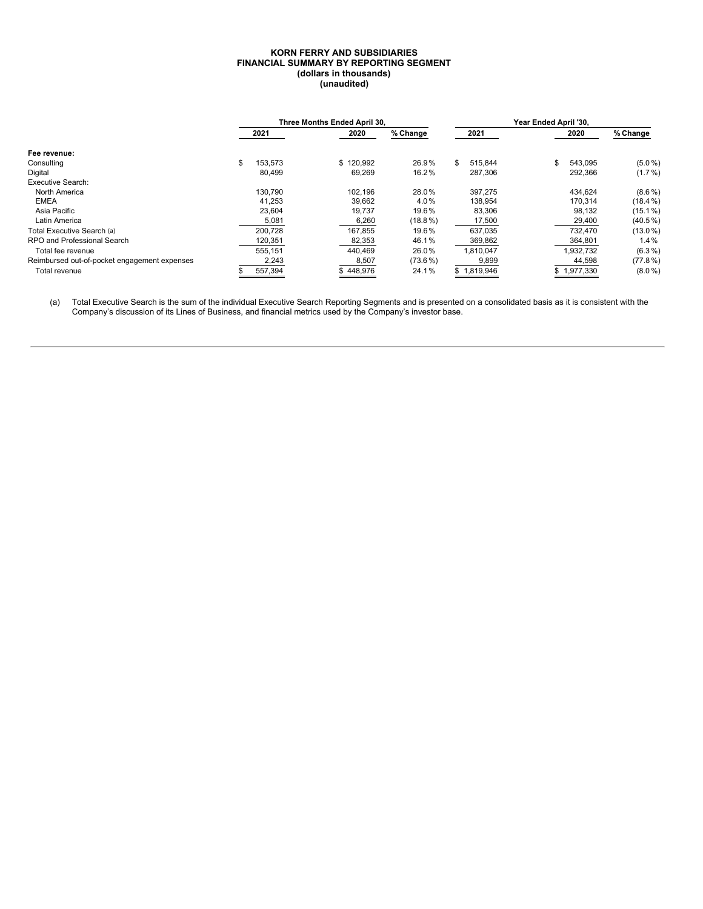**KORN FERRY AND SUBSIDIARIES**
**FINANCIAL SUMMARY BY REPORTING SEGMENT**
**(dollars in thousands)**
**(unaudited)**

| | Three Months Ended April 30, | | | Year Ended April '30, | | |
|---|---|---|---|---|---|---|
| | 2021 | 2020 | % Change | 2021 | 2020 | % Change |
| **Fee revenue:** | | | | | | |
| Consulting | $ 153,573 | $ 120,992 | 26.9 % | $ 515,844 | $ 543,095 | (5.0 %) |
| Digital | 80,499 | 69,269 | 16.2 % | 287,306 | 292,366 | (1.7 %) |
| Executive Search: | | | | | | |
| North America | 130,790 | 102,196 | 28.0 % | 397,275 | 434,624 | (8.6 %) |
| EMEA | 41,253 | 39,662 | 4.0 % | 138,954 | 170,314 | (18.4 %) |
| Asia Pacific | 23,604 | 19,737 | 19.6 % | 83,306 | 98,132 | (15.1 %) |
| Latin America | 5,081 | 6,260 | (18.8 %) | 17,500 | 29,400 | (40.5 %) |
| Total Executive Search (a) | 200,728 | 167,855 | 19.6 % | 637,035 | 732,470 | (13.0 %) |
| RPO and Professional Search | 120,351 | 82,353 | 46.1 % | 369,862 | 364,801 | 1.4 % |
| Total fee revenue | 555,151 | 440,469 | 26.0 % | 1,810,047 | 1,932,732 | (6.3 %) |
| Reimbursed out-of-pocket engagement expenses | 2,243 | 8,507 | (73.6 %) | 9,899 | 44,598 | (77.8 %) |
| Total revenue | $ 557,394 | $ 448,976 | 24.1 % | $ 1,819,946 | $ 1,977,330 | (8.0 %) |

(a) Total Executive Search is the sum of the individual Executive Search Reporting Segments and is presented on a consolidated basis as it is consistent with the Company's discussion of its Lines of Business, and financial metrics used by the Company's investor base.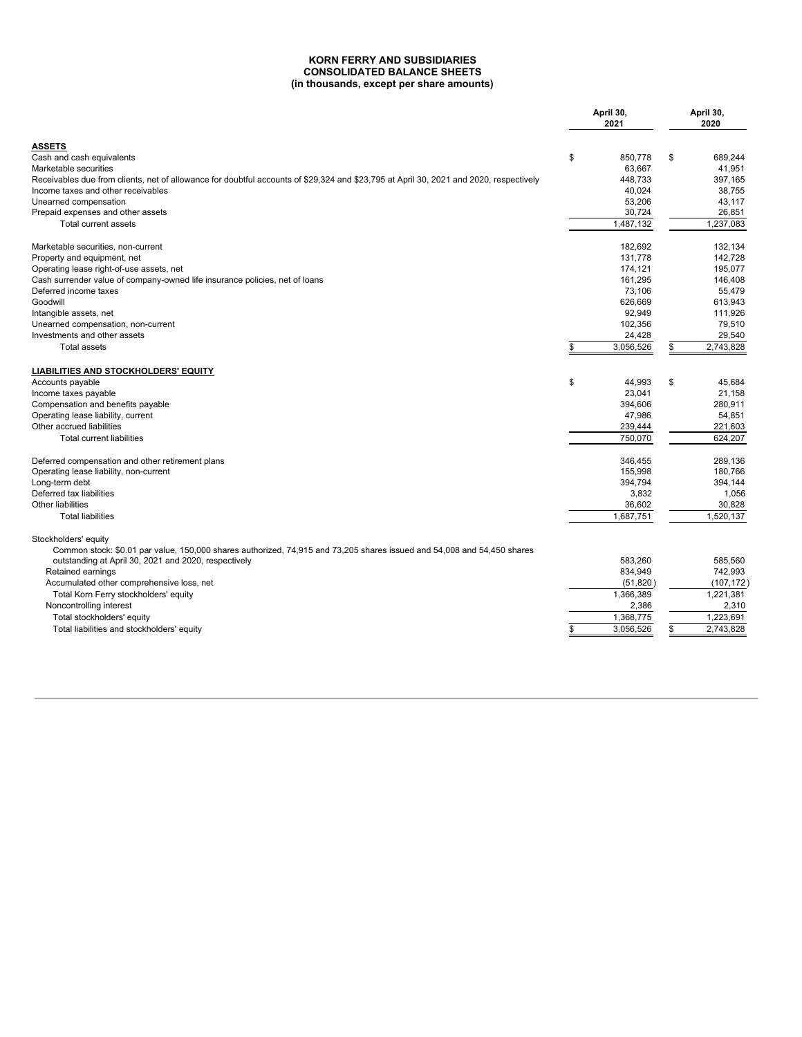**KORN FERRY AND SUBSIDIARIES**
**CONSOLIDATED BALANCE SHEETS**
**(in thousands, except per share amounts)**

| | April 30, 2021 | April 30, 2020 |
|---|---|---|
| **ASSETS** | | |
| Cash and cash equivalents | $ 850,778 | $ 689,244 |
| Marketable securities | 63,667 | 41,951 |
| Receivables due from clients, net of allowance for doubtful accounts of $29,324 and $23,795 at April 30, 2021 and 2020, respectively | 448,733 | 397,165 |
| Income taxes and other receivables | 40,024 | 38,755 |
| Unearned compensation | 53,206 | 43,117 |
| Prepaid expenses and other assets | 30,724 | 26,851 |
| Total current assets | 1,487,132 | 1,237,083 |
| Marketable securities, non-current | 182,692 | 132,134 |
| Property and equipment, net | 131,778 | 142,728 |
| Operating lease right-of-use assets, net | 174,121 | 195,077 |
| Cash surrender value of company-owned life insurance policies, net of loans | 161,295 | 146,408 |
| Deferred income taxes | 73,106 | 55,479 |
| Goodwill | 626,669 | 613,943 |
| Intangible assets, net | 92,949 | 111,926 |
| Unearned compensation, non-current | 102,356 | 79,510 |
| Investments and other assets | 24,428 | 29,540 |
| Total assets | $ 3,056,526 | $ 2,743,828 |
| **LIABILITIES AND STOCKHOLDERS' EQUITY** | | |
| Accounts payable | $ 44,993 | $ 45,684 |
| Income taxes payable | 23,041 | 21,158 |
| Compensation and benefits payable | 394,606 | 280,911 |
| Operating lease liability, current | 47,986 | 54,851 |
| Other accrued liabilities | 239,444 | 221,603 |
| Total current liabilities | 750,070 | 624,207 |
| Deferred compensation and other retirement plans | 346,455 | 289,136 |
| Operating lease liability, non-current | 155,998 | 180,766 |
| Long-term debt | 394,794 | 394,144 |
| Deferred tax liabilities | 3,832 | 1,056 |
| Other liabilities | 36,602 | 30,828 |
| Total liabilities | 1,687,751 | 1,520,137 |
| Stockholders' equity | | |
| Common stock: $0.01 par value, 150,000 shares authorized, 74,915 and 73,205 shares issued and 54,008 and 54,450 shares outstanding at April 30, 2021 and 2020, respectively | 583,260 | 585,560 |
| Retained earnings | 834,949 | 742,993 |
| Accumulated other comprehensive loss, net | (51,820) | (107,172) |
| Total Korn Ferry stockholders' equity | 1,366,389 | 1,221,381 |
| Noncontrolling interest | 2,386 | 2,310 |
| Total stockholders' equity | 1,368,775 | 1,223,691 |
| Total liabilities and stockholders' equity | $ 3,056,526 | $ 2,743,828 |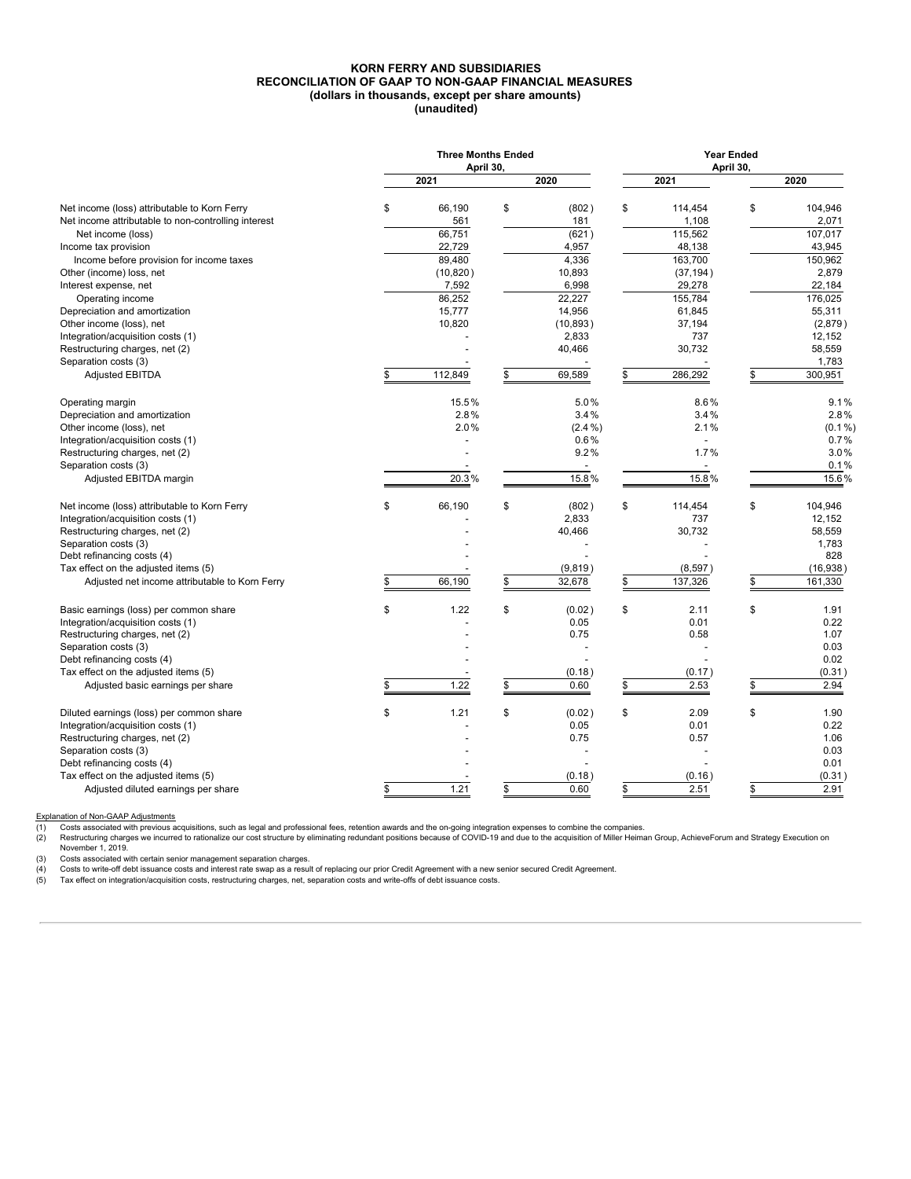**KORN FERRY AND SUBSIDIARIES**
**RECONCILIATION OF GAAP TO NON-GAAP FINANCIAL MEASURES**
**(dollars in thousands, except per share amounts)**
**(unaudited)**

| | Three Months Ended April 30, | | Year Ended April 30, | |
|---|---|---|---|---|
| | 2021 | 2020 | 2021 | 2020 |
| Net income (loss) attributable to Korn Ferry | $ 66,190 | $ (802) | $ 114,454 | $ 104,946 |
| Net income attributable to non-controlling interest | 561 | 181 | 1,108 | 2,071 |
| Net income (loss) | 66,751 | (621) | 115,562 | 107,017 |
| Income tax provision | 22,729 | 4,957 | 48,138 | 43,945 |
| Income before provision for income taxes | 89,480 | 4,336 | 163,700 | 150,962 |
| Other (income) loss, net | (10,820) | 10,893 | (37,194) | 2,879 |
| Interest expense, net | 7,592 | 6,998 | 29,278 | 22,184 |
| Operating income | 86,252 | 22,227 | 155,784 | 176,025 |
| Depreciation and amortization | 15,777 | 14,956 | 61,845 | 55,311 |
| Other income (loss), net | 10,820 | (10,893) | 37,194 | (2,879) |
| Integration/acquisition costs (1) | - | 2,833 | 737 | 12,152 |
| Restructuring charges, net (2) | - | 40,466 | 30,732 | 58,559 |
| Separation costs (3) | - | - | - | 1,783 |
| Adjusted EBITDA | $ 112,849 | $ 69,589 | $ 286,292 | $ 300,951 |
| | | | | |
| Operating margin | 15.5% | 5.0% | 8.6% | 9.1% |
| Depreciation and amortization | 2.8% | 3.4% | 3.4% | 2.8% |
| Other income (loss), net | 2.0% | (2.4%) | 2.1% | (0.1%) |
| Integration/acquisition costs (1) | - | 0.6% | - | 0.7% |
| Restructuring charges, net (2) | - | 9.2% | 1.7% | 3.0% |
| Separation costs (3) | - | - | - | 0.1% |
| Adjusted EBITDA margin | 20.3% | 15.8% | 15.8% | 15.6% |
| | | | | |
| Net income (loss) attributable to Korn Ferry | $ 66,190 | $ (802) | $ 114,454 | $ 104,946 |
| Integration/acquisition costs (1) | - | 2,833 | 737 | 12,152 |
| Restructuring charges, net (2) | - | 40,466 | 30,732 | 58,559 |
| Separation costs (3) | - | - | - | 1,783 |
| Debt refinancing costs (4) | - | - | - | 828 |
| Tax effect on the adjusted items (5) | - | (9,819) | (8,597) | (16,938) |
| Adjusted net income attributable to Korn Ferry | $ 66,190 | $ 32,678 | $ 137,326 | $ 161,330 |
| | | | | |
| Basic earnings (loss) per common share | $ 1.22 | $ (0.02) | $ 2.11 | $ 1.91 |
| Integration/acquisition costs (1) | - | 0.05 | 0.01 | 0.22 |
| Restructuring charges, net (2) | - | 0.75 | 0.58 | 1.07 |
| Separation costs (3) | - | - | - | 0.03 |
| Debt refinancing costs (4) | - | - | - | 0.02 |
| Tax effect on the adjusted items (5) | - | (0.18) | (0.17) | (0.31) |
| Adjusted basic earnings per share | $ 1.22 | $ 0.60 | $ 2.53 | $ 2.94 |
| | | | | |
| Diluted earnings (loss) per common share | $ 1.21 | $ (0.02) | $ 2.09 | $ 1.90 |
| Integration/acquisition costs (1) | - | 0.05 | 0.01 | 0.22 |
| Restructuring charges, net (2) | - | 0.75 | 0.57 | 1.06 |
| Separation costs (3) | - | - | - | 0.03 |
| Debt refinancing costs (4) | - | - | - | 0.01 |
| Tax effect on the adjusted items (5) | - | (0.18) | (0.16) | (0.31) |
| Adjusted diluted earnings per share | $ 1.21 | $ 0.60 | $ 2.51 | $ 2.91 |

Explanation of Non-GAAP Adjustments

(1) Costs associated with previous acquisitions, such as legal and professional fees, retention awards and the on-going integration expenses to combine the companies.
(2) Restructuring charges we incurred to rationalize our cost structure by eliminating redundant positions because of COVID-19 and due to the acquisition of Miller Heiman Group, AchieveForum and Strategy Execution on November 1, 2019.
(3) Costs associated with certain senior management separation charges.
(4) Costs to write-off debt issuance costs and interest rate swap as a result of replacing our prior Credit Agreement with a new senior secured Credit Agreement.
(5) Tax effect on integration/acquisition costs, restructuring charges, net, separation costs and write-offs of debt issuance costs.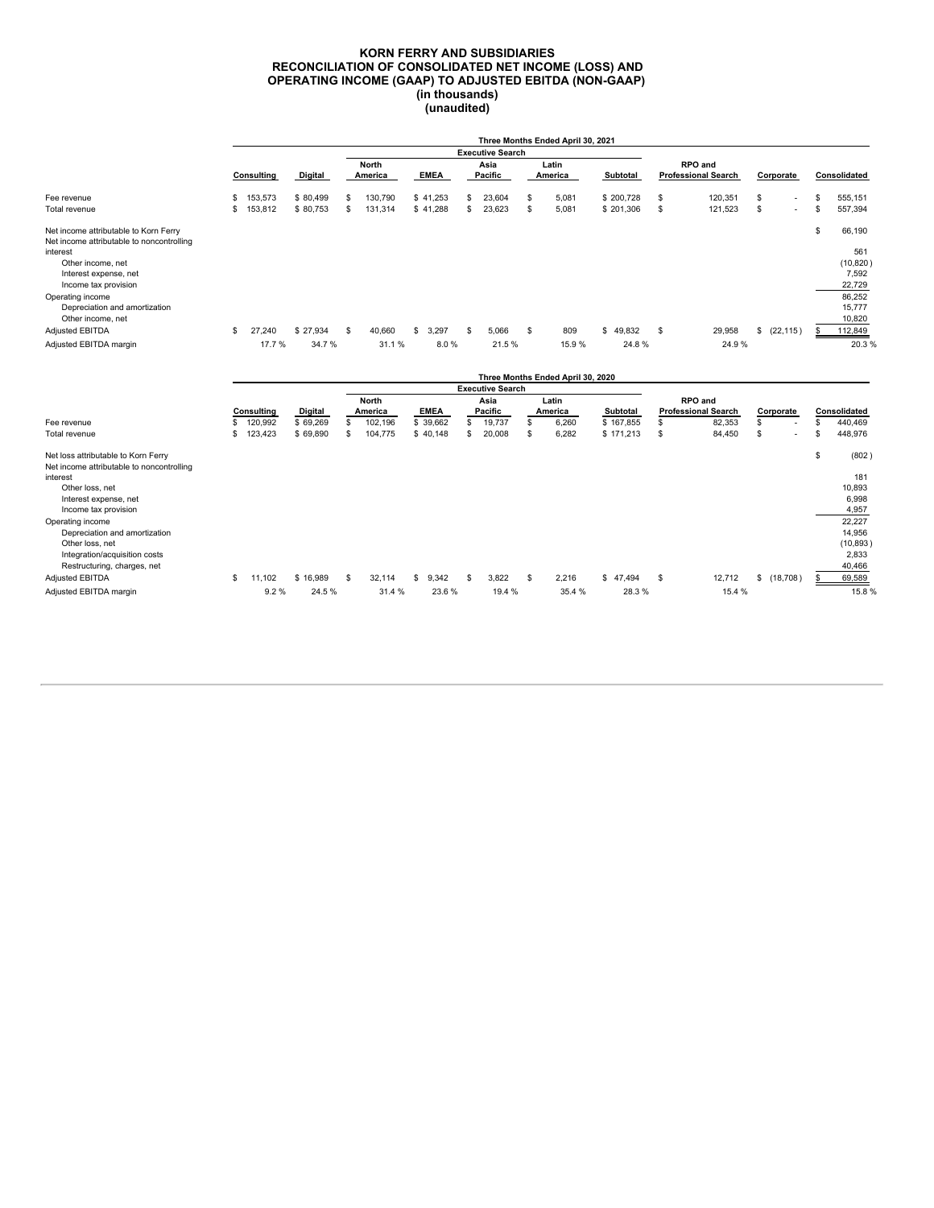# KORN FERRY AND SUBSIDIARIES
## RECONCILIATION OF CONSOLIDATED NET INCOME (LOSS) AND OPERATING INCOME (GAAP) TO ADJUSTED EBITDA (NON-GAAP)
### (in thousands)
### (unaudited)

| | Three Months Ended April 30, 2021 | | | | | | | | | | |
|---|---|---|---|---|---|---|---|---|---|---|---|
| | | | Executive Search | | | | | | | | |
| | Consulting | Digital | North America | EMEA | Asia Pacific | Latin America | Subtotal | RPO and Professional Search | Corporate | Consolidated |
| Fee revenue | $ 153,573 | $ 80,499 | $ 130,790 | $ 41,253 | $ 23,604 | $ 5,081 | $ 200,728 | $ 120,351 | $ - | $ 555,151 |
| Total revenue | $ 153,812 | $ 80,753 | $ 131,314 | $ 41,288 | $ 23,623 | $ 5,081 | $ 201,306 | $ 121,523 | $ - | $ 557,394 |
| Net income attributable to Korn Ferry | | | | | | | | | | $ 66,190 |
| Net income attributable to noncontrolling interest | | | | | | | | | | 561 |
| Other income, net | | | | | | | | | | (10,820) |
| Interest expense, net | | | | | | | | | | 7,592 |
| Income tax provision | | | | | | | | | | 22,729 |
| Operating income | | | | | | | | | | 86,252 |
| Depreciation and amortization | | | | | | | | | | 15,777 |
| Other income, net | | | | | | | | | | 10,820 |
| Adjusted EBITDA | $ 27,240 | $ 27,934 | $ 40,660 | $ 3,297 | $ 5,066 | $ 809 | $ 49,832 | $ 29,958 | $ (22,115) | $ 112,849 |
| Adjusted EBITDA margin | 17.7 % | 34.7 % | 31.1 % | 8.0 % | 21.5 % | 15.9 % | 24.8 % | 24.9 % | | 20.3 % |

| | Three Months Ended April 30, 2020 | | | | | | | | | |
|---|---|---|---|---|---|---|---|---|---|---|
| | | | Executive Search | | | | | | | |
| | Consulting | Digital | North America | EMEA | Asia Pacific | Latin America | Subtotal | RPO and Professional Search | Corporate | Consolidated |
| Fee revenue | $ 120,992 | $ 69,269 | $ 102,196 | $ 39,662 | $ 19,737 | $ 6,260 | $ 167,855 | $ 82,353 | $ - | $ 440,469 |
| Total revenue | $ 123,423 | $ 69,890 | $ 104,775 | $ 40,148 | $ 20,008 | $ 6,282 | $ 171,213 | $ 84,450 | $ - | $ 448,976 |
| Net loss attributable to Korn Ferry | | | | | | | | | | $ (802) |
| Net income attributable to noncontrolling interest | | | | | | | | | | 181 |
| Other loss, net | | | | | | | | | | 10,893 |
| Interest expense, net | | | | | | | | | | 6,998 |
| Income tax provision | | | | | | | | | | 4,957 |
| Operating income | | | | | | | | | | 22,227 |
| Depreciation and amortization | | | | | | | | | | 14,956 |
| Other loss, net | | | | | | | | | | (10,893) |
| Integration/acquisition costs | | | | | | | | | | 2,833 |
| Restructuring, charges, net | | | | | | | | | | 40,466 |
| Adjusted EBITDA | $ 11,102 | $ 16,989 | $ 32,114 | $ 9,342 | $ 3,822 | $ 2,216 | $ 47,494 | $ 12,712 | $ (18,708) | $ 69,589 |
| Adjusted EBITDA margin | 9.2 % | 24.5 % | 31.4 % | 23.6 % | 19.4 % | 35.4 % | 28.3 % | 15.4 % | | 15.8 % |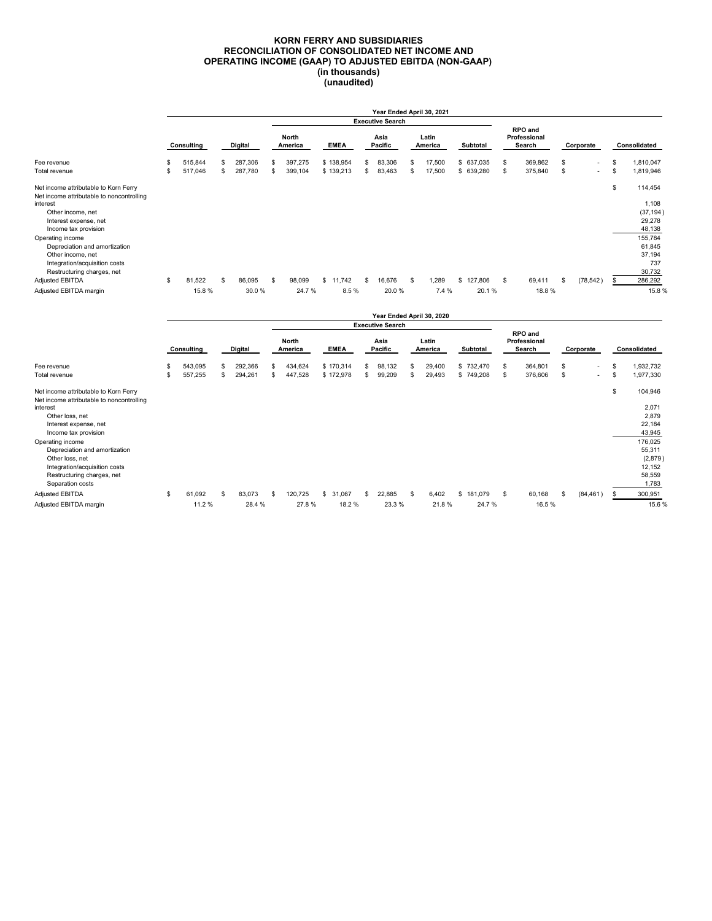# KORN FERRY AND SUBSIDIARIES
## RECONCILIATION OF CONSOLIDATED NET INCOME AND OPERATING INCOME (GAAP) TO ADJUSTED EBITDA (NON-GAAP)
### (in thousands)
### (unaudited)

| | Year Ended April 30, 2021 | | | | | | | | | | |
|---|---|---|---|---|---|---|---|---|---|---|---|
| | | | Executive Search | | | | | | | | |
| | Consulting | Digital | North America | EMEA | Asia Pacific | Latin America | Subtotal | RPO and Professional Search | Corporate | Consolidated |
| Fee revenue | $ 515,844 | $ 287,306 | $ 397,275 | $ 138,954 | $ 83,306 | $ 17,500 | $ 637,035 | $ 369,862 | $ - | $ 1,810,047 |
| Total revenue | $ 517,046 | $ 287,780 | $ 399,104 | $ 139,213 | $ 83,463 | $ 17,500 | $ 639,280 | $ 375,840 | $ - | $ 1,819,946 |
| Net income attributable to Korn Ferry | | | | | | | | | | $ 114,454 |
| Net income attributable to noncontrolling interest | | | | | | | | | | 1,108 |
| Other income, net | | | | | | | | | | (37,194) |
| Interest expense, net | | | | | | | | | | 29,278 |
| Income tax provision | | | | | | | | | | 48,138 |
| Operating income | | | | | | | | | | 155,784 |
| Depreciation and amortization | | | | | | | | | | 61,845 |
| Other income, net | | | | | | | | | | 37,194 |
| Integration/acquisition costs | | | | | | | | | | 737 |
| Restructuring charges, net | | | | | | | | | | 30,732 |
| Adjusted EBITDA | $ 81,522 | $ 86,095 | $ 98,099 | $ 11,742 | $ 16,676 | $ 1,289 | $ 127,806 | $ 69,411 | $ (78,542) | $ 286,292 |
| Adjusted EBITDA margin | 15.8 % | 30.0 % | 24.7 % | 8.5 % | 20.0 % | 7.4 % | 20.1 % | 18.8 % | | 15.8 % |

| | Year Ended April 30, 2020 | | | | | | | | | | |
|---|---|---|---|---|---|---|---|---|---|---|---|
| | | | Executive Search | | | | | | | | |
| | Consulting | Digital | North America | EMEA | Asia Pacific | Latin America | Subtotal | RPO and Professional Search | Corporate | Consolidated |
| Fee revenue | $ 543,095 | $ 292,366 | $ 434,624 | $ 170,314 | $ 98,132 | $ 29,400 | $ 732,470 | $ 364,801 | $ - | $ 1,932,732 |
| Total revenue | $ 557,255 | $ 294,261 | $ 447,528 | $ 172,978 | $ 99,209 | $ 29,493 | $ 749,208 | $ 376,606 | $ - | $ 1,977,330 |
| Net income attributable to Korn Ferry | | | | | | | | | | $ 104,946 |
| Net income attributable to noncontrolling interest | | | | | | | | | | 2,071 |
| Other loss, net | | | | | | | | | | 2,879 |
| Interest expense, net | | | | | | | | | | 22,184 |
| Income tax provision | | | | | | | | | | 43,945 |
| Operating income | | | | | | | | | | 176,025 |
| Depreciation and amortization | | | | | | | | | | 55,311 |
| Other loss, net | | | | | | | | | | (2,879) |
| Integration/acquisition costs | | | | | | | | | | 12,152 |
| Restructuring charges, net | | | | | | | | | | 58,559 |
| Separation costs | | | | | | | | | | 1,783 |
| Adjusted EBITDA | $ 61,092 | $ 83,073 | $ 120,725 | $ 31,067 | $ 22,885 | $ 6,402 | $ 181,079 | $ 60,168 | $ (84,461) | $ 300,951 |
| Adjusted EBITDA margin | 11.2 % | 28.4 % | 27.8 % | 18.2 % | 23.3 % | 21.8 % | 24.7 % | 16.5 % | | 15.6 % |